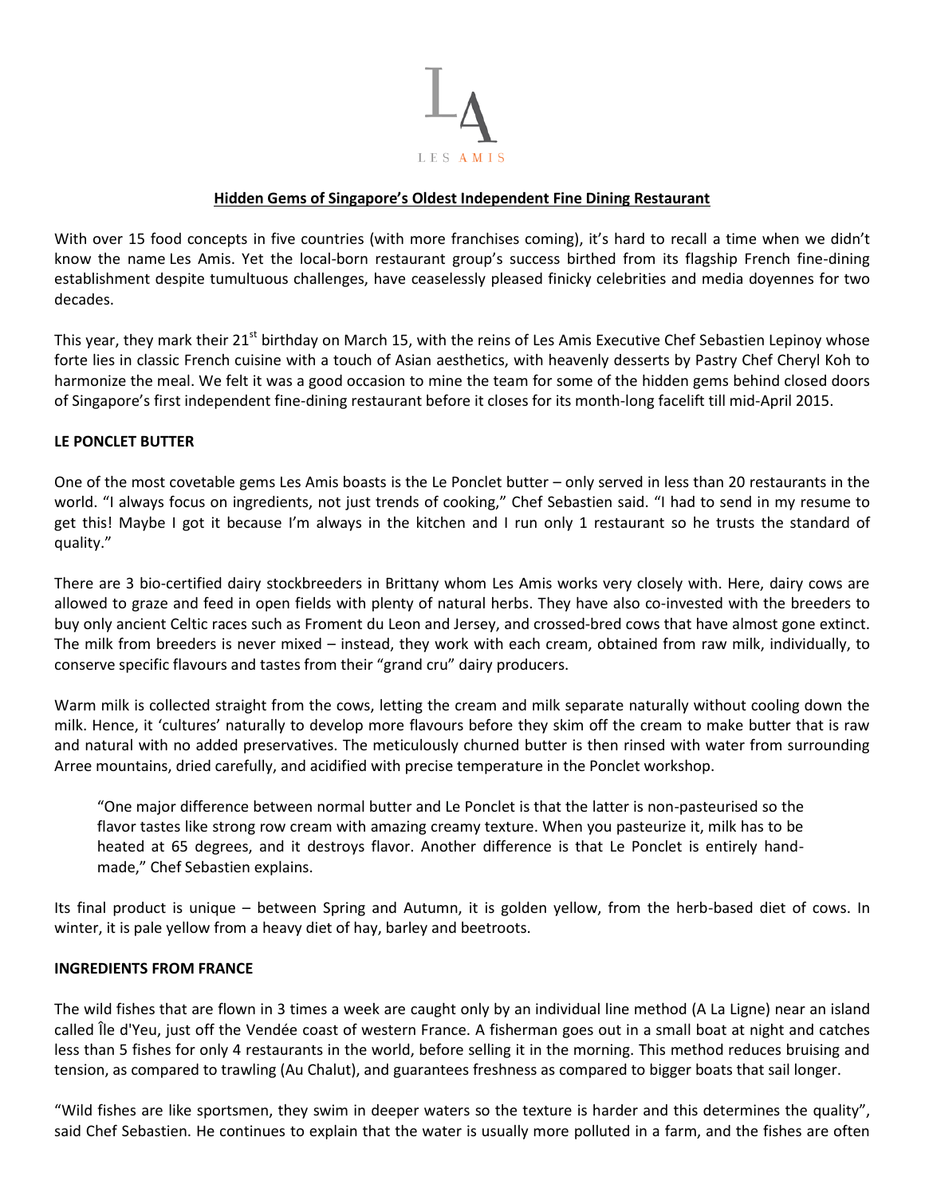LA

LES AMIS

**Hidden Gems of Singapore's Oldest Independent Fine Dining Restaurant**

With over 15 food concepts in five countries (with more franchises coming), it's hard to recall a time when we didn't know the name Les Amis. Yet the local-born restaurant group's success birthed from its flagship French fine-dining establishment despite tumultuous challenges, have ceaselessly pleased finicky celebrities and media doyennes for two decades.

This year, they mark their 21st birthday on March 15, with the reins of Les Amis Executive Chef Sebastien Lepinoy whose forte lies in classic French cuisine with a touch of Asian aesthetics, with heavenly desserts by Pastry Chef Cheryl Koh to harmonize the meal. We felt it was a good occasion to mine the team for some of the hidden gems behind closed doors of Singapore's first independent fine-dining restaurant before it closes for its month-long facelift till mid-April 2015.

**LE PONCLET BUTTER**

One of the most covetable gems Les Amis boasts is the Le Ponclet butter – only served in less than 20 restaurants in the world. "I always focus on ingredients, not just trends of cooking," Chef Sebastien said. "I had to send in my resume to get this! Maybe I got it because I'm always in the kitchen and I run only 1 restaurant so he trusts the standard of quality."

There are 3 bio-certified dairy stockbreeders in Brittany whom Les Amis works very closely with. Here, dairy cows are allowed to graze and feed in open fields with plenty of natural herbs. They have also co-invested with the breeders to buy only ancient Celtic races such as Froment du Leon and Jersey, and crossed-bred cows that have almost gone extinct. The milk from breeders is never mixed – instead, they work with each cream, obtained from raw milk, individually, to conserve specific flavours and tastes from their "grand cru" dairy producers.

Warm milk is collected straight from the cows, letting the cream and milk separate naturally without cooling down the milk. Hence, it 'cultures' naturally to develop more flavours before they skim off the cream to make butter that is raw and natural with no added preservatives. The meticulously churned butter is then rinsed with water from surrounding Arree mountains, dried carefully, and acidified with precise temperature in the Ponclet workshop.

> "One major difference between normal butter and Le Ponclet is that the latter is non-pasteurised so the flavor tastes like strong row cream with amazing creamy texture. When you pasteurize it, milk has to be heated at 65 degrees, and it destroys flavor. Another difference is that Le Ponclet is entirely hand-made," Chef Sebastien explains.

Its final product is unique – between Spring and Autumn, it is golden yellow, from the herb-based diet of cows. In winter, it is pale yellow from a heavy diet of hay, barley and beetroots.

**INGREDIENTS FROM FRANCE**

The wild fishes that are flown in 3 times a week are caught only by an individual line method (A La Ligne) near an island called Île d'Yeu, just off the Vendée coast of western France. A fisherman goes out in a small boat at night and catches less than 5 fishes for only 4 restaurants in the world, before selling it in the morning. This method reduces bruising and tension, as compared to trawling (Au Chalut), and guarantees freshness as compared to bigger boats that sail longer.

"Wild fishes are like sportsmen, they swim in deeper waters so the texture is harder and this determines the quality", said Chef Sebastien. He continues to explain that the water is usually more polluted in a farm, and the fishes are often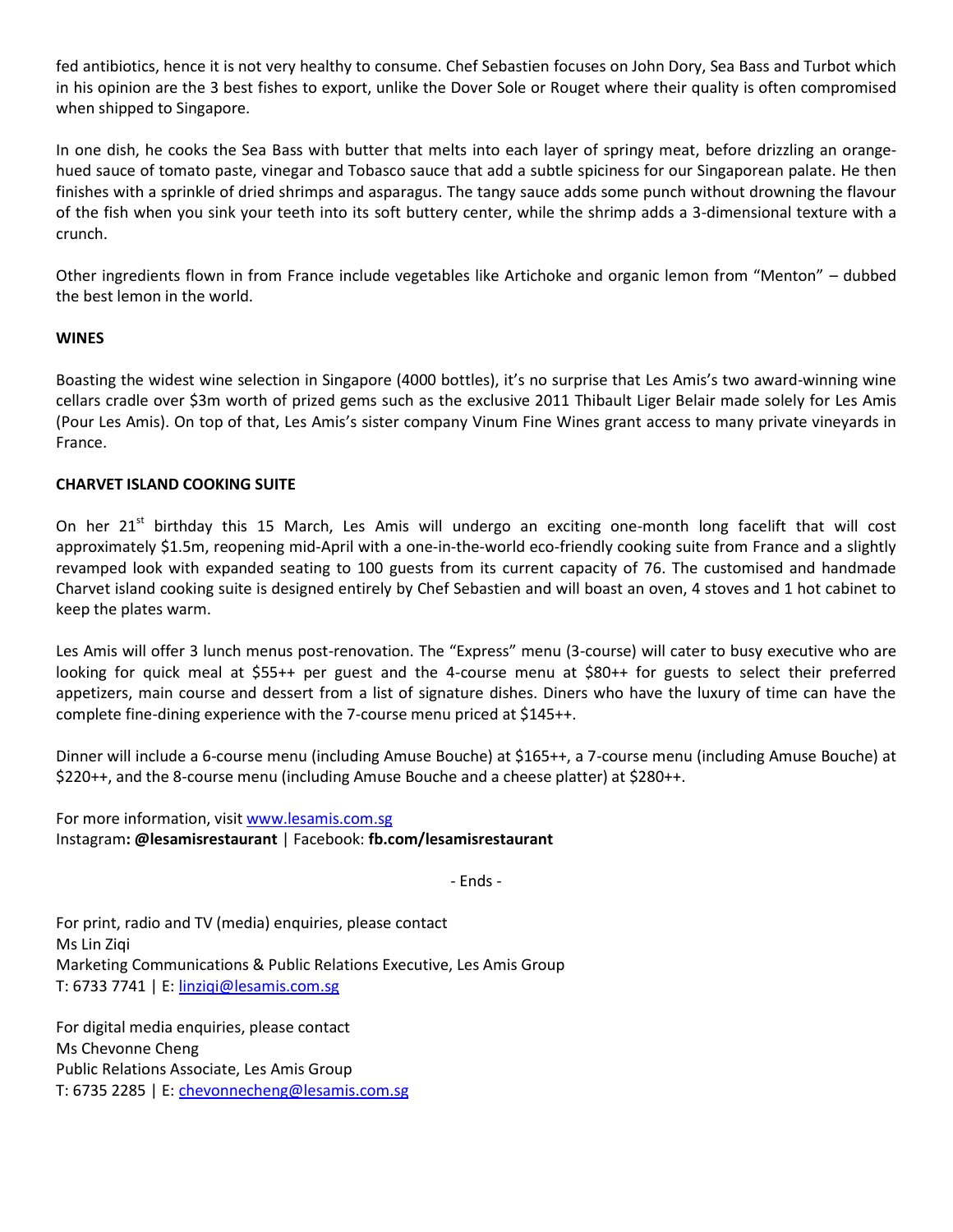fed antibiotics, hence it is not very healthy to consume. Chef Sebastien focuses on John Dory, Sea Bass and Turbot which in his opinion are the 3 best fishes to export, unlike the Dover Sole or Rouget where their quality is often compromised when shipped to Singapore.

In one dish, he cooks the Sea Bass with butter that melts into each layer of springy meat, before drizzling an orange-hued sauce of tomato paste, vinegar and Tobasco sauce that add a subtle spiciness for our Singaporean palate. He then finishes with a sprinkle of dried shrimps and asparagus. The tangy sauce adds some punch without drowning the flavour of the fish when you sink your teeth into its soft buttery center, while the shrimp adds a 3-dimensional texture with a crunch.

Other ingredients flown in from France include vegetables like Artichoke and organic lemon from "Menton" – dubbed the best lemon in the world.

**WINES**

Boasting the widest wine selection in Singapore (4000 bottles), it's no surprise that Les Amis's two award-winning wine cellars cradle over $3m worth of prized gems such as the exclusive 2011 Thibault Liger Belair made solely for Les Amis (Pour Les Amis). On top of that, Les Amis's sister company Vinum Fine Wines grant access to many private vineyards in France.

**CHARVET ISLAND COOKING SUITE**

On her 21st birthday this 15 March, Les Amis will undergo an exciting one-month long facelift that will cost approximately $1.5m, reopening mid-April with a one-in-the-world eco-friendly cooking suite from France and a slightly revamped look with expanded seating to 100 guests from its current capacity of 76. The customised and handmade Charvet island cooking suite is designed entirely by Chef Sebastien and will boast an oven, 4 stoves and 1 hot cabinet to keep the plates warm.

Les Amis will offer 3 lunch menus post-renovation. The "Express" menu (3-course) will cater to busy executive who are looking for quick meal at $55++ per guest and the 4-course menu at $80++ for guests to select their preferred appetizers, main course and dessert from a list of signature dishes. Diners who have the luxury of time can have the complete fine-dining experience with the 7-course menu priced at $145++.

Dinner will include a 6-course menu (including Amuse Bouche) at $165++, a 7-course menu (including Amuse Bouche) at $220++, and the 8-course menu (including Amuse Bouche and a cheese platter) at $280++.

For more information, visit www.lesamis.com.sg
Instagram**: @lesamisrestaurant** | Facebook: **fb.com/lesamisrestaurant**

- Ends -

For print, radio and TV (media) enquiries, please contact
Ms Lin Ziqi
Marketing Communications & Public Relations Executive, Les Amis Group
T: 6733 7741 | E: linziqi@lesamis.com.sg

For digital media enquiries, please contact
Ms Chevonne Cheng
Public Relations Associate, Les Amis Group
T: 6735 2285 | E: chevonnecheng@lesamis.com.sg